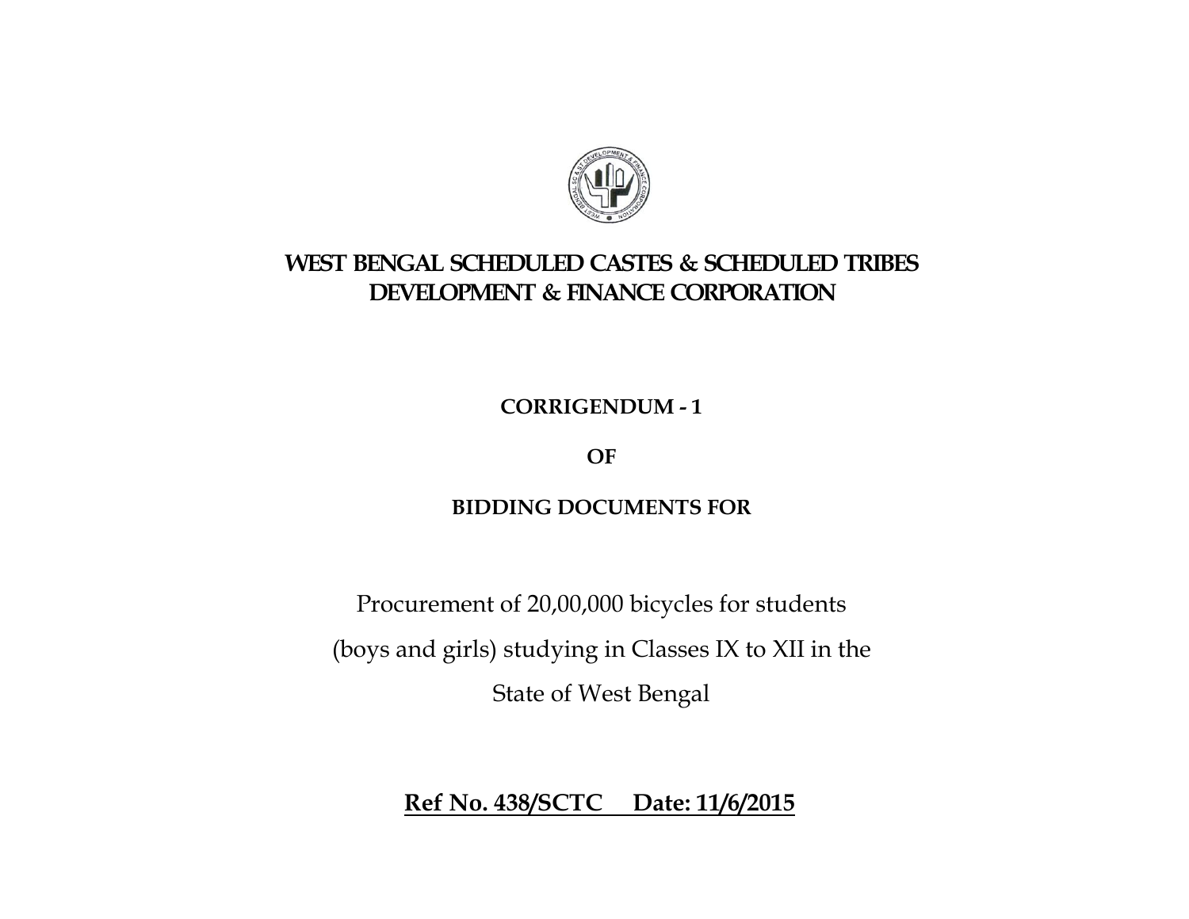# WEST BENGAL SCHEDULED CASTES & SCHEDULED TRIBES DEVELOPMENT & FINANCE CORPORATION

**CORRIGENDUM - 1**

**OF**

**BIDDING DOCUMENTS FOR**

Procurement of 20,00,000 bicycles for students (boys and girls) studying in Classes IX to XII in the State of West Bengal

**Ref No. 438/SCTC      Date: 11/6/2015**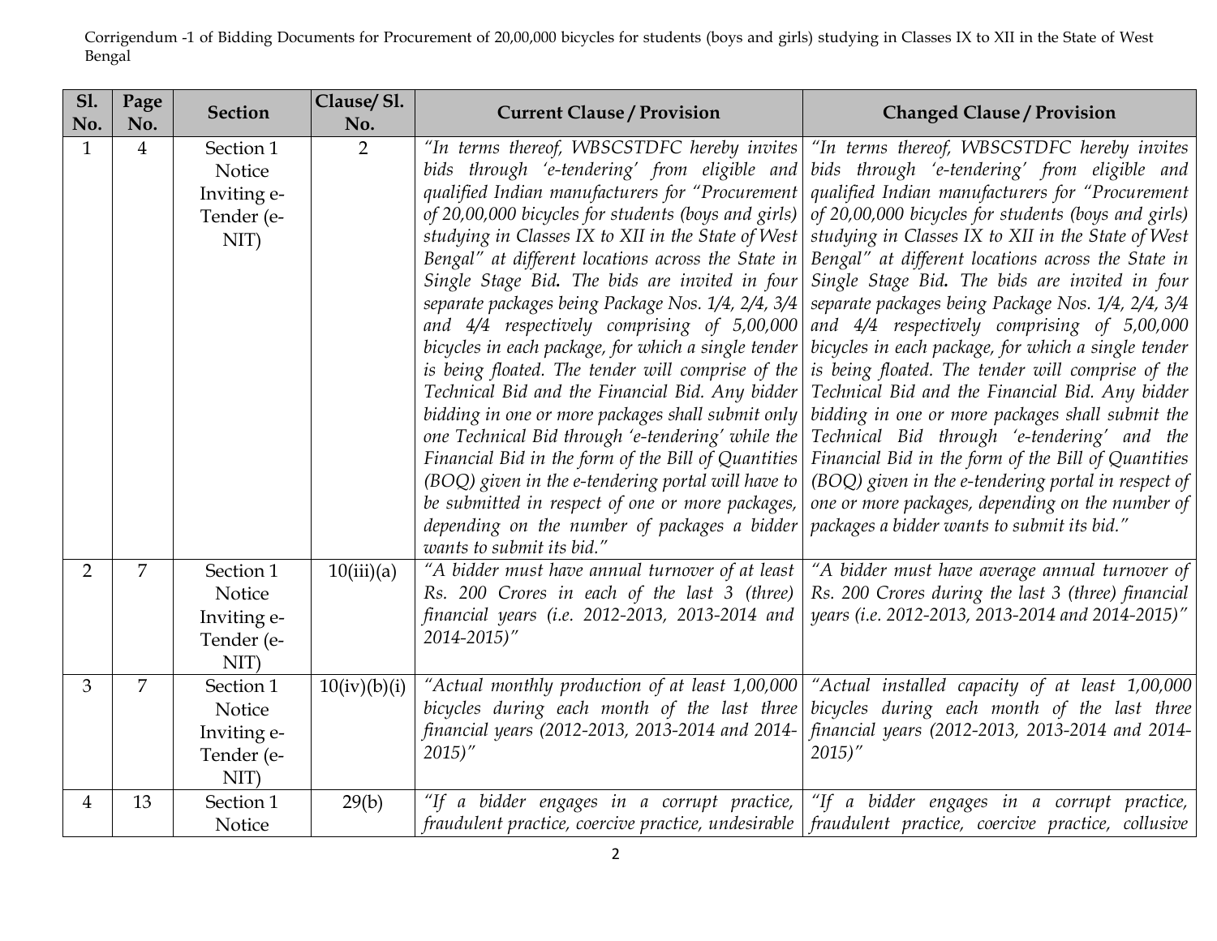Corrigendum -1 of Bidding Documents for Procurement of 20,00,000 bicycles for students (boys and girls) studying in Classes IX to XII in the State of West Bengal

| Sl. No. | Page No. | Section | Clause/ Sl. No. | Current Clause / Provision | Changed Clause / Provision |
|---|---|---|---|---|---|
| 1 | 4 | Section 1 Notice Inviting e-Tender (e-NIT) | 2 | *"In terms thereof, WBSCSTDFC hereby invites bids through 'e-tendering' from eligible and qualified Indian manufacturers for "Procurement of 20,00,000 bicycles for students (boys and girls) studying in Classes IX to XII in the State of West Bengal" at different locations across the State in Single Stage Bid. The bids are invited in four separate packages being Package Nos. 1/4, 2/4, 3/4 and 4/4 respectively comprising of 5,00,000 bicycles in each package, for which a single tender is being floated. The tender will comprise of the Technical Bid and the Financial Bid. Any bidder bidding in one or more packages shall submit only one Technical Bid through 'e-tendering' while the Financial Bid in the form of the Bill of Quantities (BOQ) given in the e-tendering portal will have to be submitted in respect of one or more packages, depending on the number of packages a bidder wants to submit its bid."* | *"In terms thereof, WBSCSTDFC hereby invites bids through 'e-tendering' from eligible and qualified Indian manufacturers for "Procurement of 20,00,000 bicycles for students (boys and girls) studying in Classes IX to XII in the State of West Bengal" at different locations across the State in Single Stage Bid. The bids are invited in four separate packages being Package Nos. 1/4, 2/4, 3/4 and 4/4 respectively comprising of 5,00,000 bicycles in each package, for which a single tender is being floated. The tender will comprise of the Technical Bid and the Financial Bid. Any bidder bidding in one or more packages shall submit the Technical Bid through 'e-tendering' and the Financial Bid in the form of the Bill of Quantities (BOQ) given in the e-tendering portal in respect of one or more packages, depending on the number of packages a bidder wants to submit its bid."* |
| 2 | 7 | Section 1 Notice Inviting e-Tender (e-NIT) | 10(iii)(a) | *"A bidder must have annual turnover of at least Rs. 200 Crores in each of the last 3 (three) financial years (i.e. 2012-2013, 2013-2014 and 2014-2015)"* | *"A bidder must have average annual turnover of Rs. 200 Crores during the last 3 (three) financial years (i.e. 2012-2013, 2013-2014 and 2014-2015)"* |
| 3 | 7 | Section 1 Notice Inviting e-Tender (e-NIT) | 10(iv)(b)(i) | *"Actual monthly production of at least 1,00,000 bicycles during each month of the last three financial years (2012-2013, 2013-2014 and 2014-2015)"* | *"Actual installed capacity of at least 1,00,000 bicycles during each month of the last three financial years (2012-2013, 2013-2014 and 2014-2015)"* |
| 4 | 13 | Section 1 Notice | 29(b) | *"If a bidder engages in a corrupt practice, fraudulent practice, coercive practice, undesirable* | *"If a bidder engages in a corrupt practice, fraudulent practice, coercive practice, collusive* |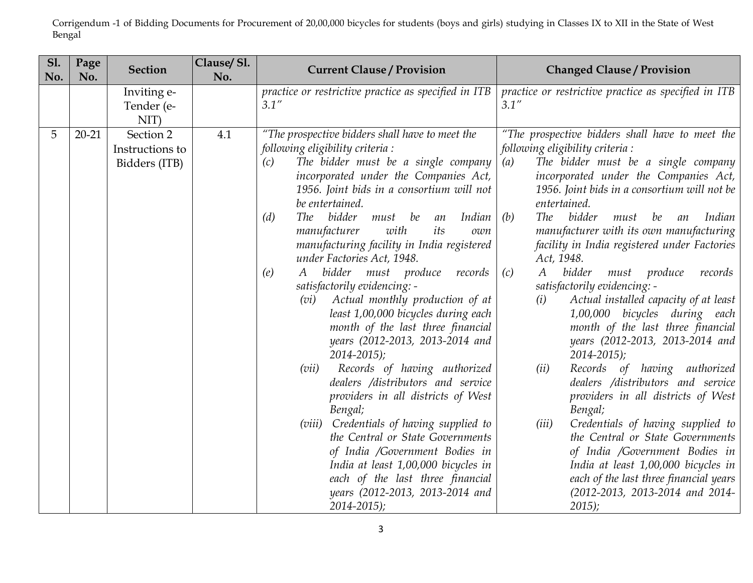| Sl. No. | Page No. | Section | Clause/ Sl. No. | Current Clause / Provision | Changed Clause / Provision |
|---|---|---|---|---|---|
| | | Inviting e-Tender (e-NIT) | | *practice or restrictive practice as specified in ITB 3.1"* | *practice or restrictive practice as specified in ITB 3.1"* |
| 5 | 20-21 | Section 2 Instructions to Bidders (ITB) | 4.1 | *"The prospective bidders shall have to meet the following eligibility criteria :*<br>*(c) The bidder must be a single company incorporated under the Companies Act, 1956. Joint bids in a consortium will not be entertained.*<br>*(d) The bidder must be an Indian manufacturer with its own manufacturing facility in India registered under Factories Act, 1948.*<br>*(e) A bidder must produce records satisfactorily evidencing: -*<br>*(vi) Actual monthly production of at least 1,00,000 bicycles during each month of the last three financial years (2012-2013, 2013-2014 and 2014-2015);*<br>*(vii) Records of having authorized dealers /distributors and service providers in all districts of West Bengal;*<br>*(viii) Credentials of having supplied to the Central or State Governments of India /Government Bodies in India at least 1,00,000 bicycles in each of the last three financial years (2012-2013, 2013-2014 and 2014-2015);* | *"The prospective bidders shall have to meet the following eligibility criteria :*<br>*(a) The bidder must be a single company incorporated under the Companies Act, 1956. Joint bids in a consortium will not be entertained.*<br>*(b) The bidder must be an Indian manufacturer with its own manufacturing facility in India registered under Factories Act, 1948.*<br>*(c) A bidder must produce records satisfactorily evidencing: -*<br>*(i) Actual installed capacity of at least 1,00,000 bicycles during each month of the last three financial years (2012-2013, 2013-2014 and 2014-2015);*<br>*(ii) Records of having authorized dealers /distributors and service providers in all districts of West Bengal;*<br>*(iii) Credentials of having supplied to the Central or State Governments of India /Government Bodies in India at least 1,00,000 bicycles in each of the last three financial years (2012-2013, 2013-2014 and 2014-2015);* |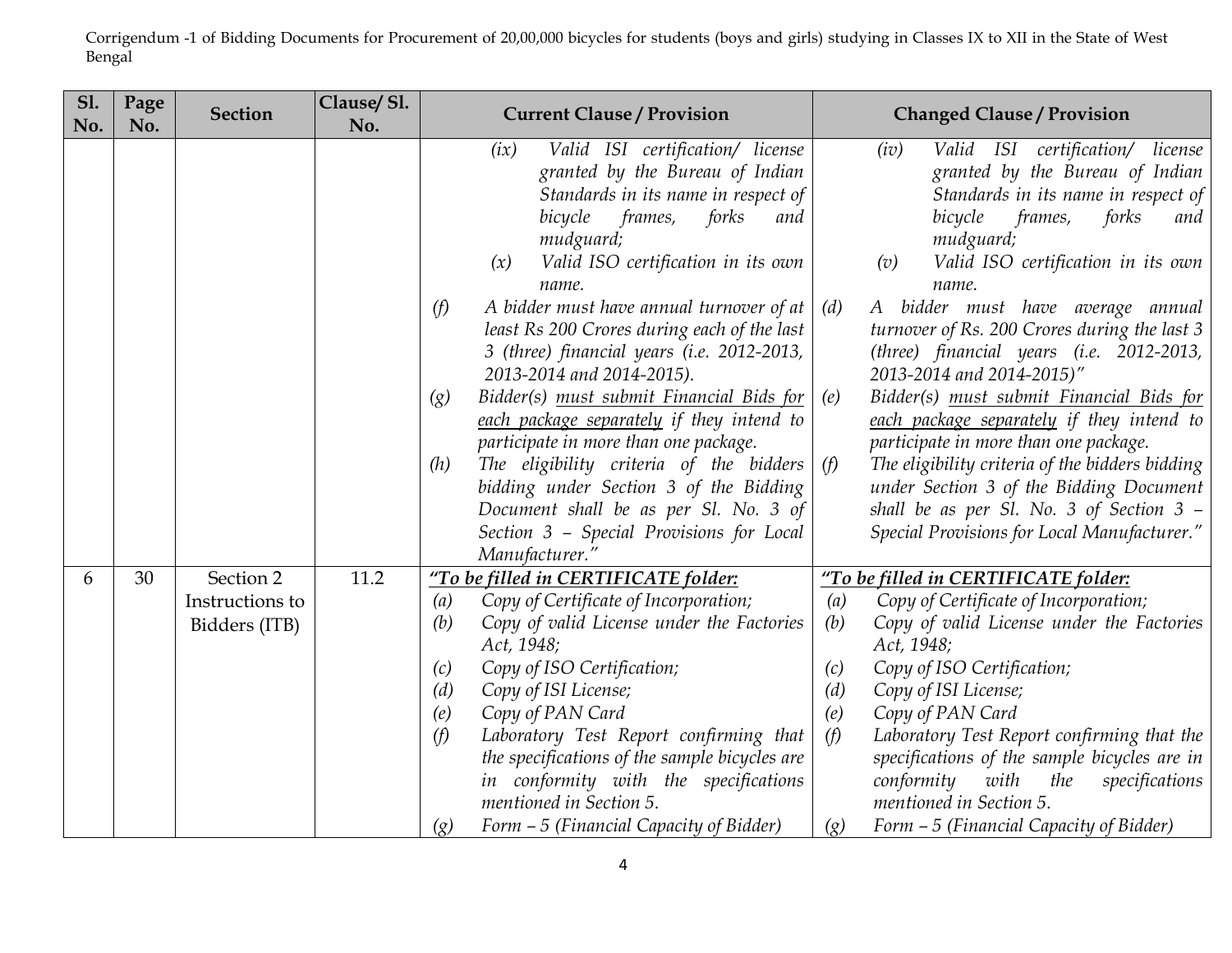| Sl. No. | Page No. | Section | Clause/ Sl. No. | Current Clause / Provision | Changed Clause / Provision |
|---|---|---|---|---|---|
| | | | | *(ix) Valid ISI certification/ license granted by the Bureau of Indian Standards in its name in respect of bicycle frames, forks and mudguard;*<br>*(x) Valid ISO certification in its own name.*<br>*(f) A bidder must have annual turnover of at least Rs 200 Crores during each of the last 3 (three) financial years (i.e. 2012-2013, 2013-2014 and 2014-2015).*<br>*(g) Bidder(s) <u>must submit Financial Bids for each package separately</u> if they intend to participate in more than one package.*<br>*(h) The eligibility criteria of the bidders bidding under Section 3 of the Bidding Document shall be as per Sl. No. 3 of Section 3 – Special Provisions for Local Manufacturer."* | *(iv) Valid ISI certification/ license granted by the Bureau of Indian Standards in its name in respect of bicycle frames, forks and mudguard;*<br>*(v) Valid ISO certification in its own name.*<br>*(d) A bidder must have average annual turnover of Rs. 200 Crores during the last 3 (three) financial years (i.e. 2012-2013, 2013-2014 and 2014-2015)"*<br>*(e) Bidder(s) <u>must submit Financial Bids for each package separately</u> if they intend to participate in more than one package.*<br>*(f) The eligibility criteria of the bidders bidding under Section 3 of the Bidding Document shall be as per Sl. No. 3 of Section 3 – Special Provisions for Local Manufacturer."* |
| 6 | 30 | Section 2 Instructions to Bidders (ITB) | 11.2 | ***<u>"To be filled in CERTIFICATE folder:</u>***<br>*(a) Copy of Certificate of Incorporation;*<br>*(b) Copy of valid License under the Factories Act, 1948;*<br>*(c) Copy of ISO Certification;*<br>*(d) Copy of ISI License;*<br>*(e) Copy of PAN Card*<br>*(f) Laboratory Test Report confirming that the specifications of the sample bicycles are in conformity with the specifications mentioned in Section 5.*<br>*(g) Form – 5 (Financial Capacity of Bidder)* | ***<u>"To be filled in CERTIFICATE folder:</u>***<br>*(a) Copy of Certificate of Incorporation;*<br>*(b) Copy of valid License under the Factories Act, 1948;*<br>*(c) Copy of ISO Certification;*<br>*(d) Copy of ISI License;*<br>*(e) Copy of PAN Card*<br>*(f) Laboratory Test Report confirming that the specifications of the sample bicycles are in conformity with the specifications mentioned in Section 5.*<br>*(g) Form – 5 (Financial Capacity of Bidder)* |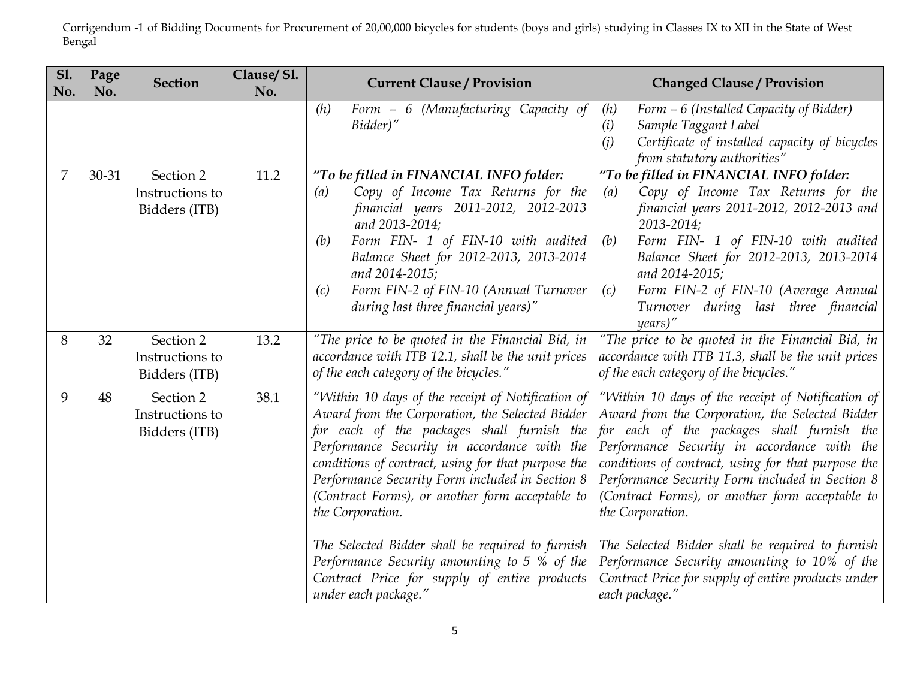| Sl. No. | Page No. | Section | Clause/ Sl. No. | Current Clause / Provision | Changed Clause / Provision |
|---|---|---|---|---|---|
| | | | | *(h) Form – 6 (Manufacturing Capacity of Bidder)"* | *(h) Form – 6 (Installed Capacity of Bidder)*<br>*(i) Sample Taggant Label*<br>*(j) Certificate of installed capacity of bicycles from statutory authorities"* |
| 7 | 30-31 | Section 2 Instructions to Bidders (ITB) | 11.2 | ***"To be filled in FINANCIAL INFO folder:***<br>*(a) Copy of Income Tax Returns for the financial years 2011-2012, 2012-2013 and 2013-2014;*<br>*(b) Form FIN- 1 of FIN-10 with audited Balance Sheet for 2012-2013, 2013-2014 and 2014-2015;*<br>*(c) Form FIN-2 of FIN-10 (Annual Turnover during last three financial years)"* | ***"To be filled in FINANCIAL INFO folder:***<br>*(a) Copy of Income Tax Returns for the financial years 2011-2012, 2012-2013 and 2013-2014;*<br>*(b) Form FIN- 1 of FIN-10 with audited Balance Sheet for 2012-2013, 2013-2014 and 2014-2015;*<br>*(c) Form FIN-2 of FIN-10 (Average Annual Turnover during last three financial years)"* |
| 8 | 32 | Section 2 Instructions to Bidders (ITB) | 13.2 | *"The price to be quoted in the Financial Bid, in accordance with ITB 12.1, shall be the unit prices of the each category of the bicycles."* | *"The price to be quoted in the Financial Bid, in accordance with ITB 11.3, shall be the unit prices of the each category of the bicycles."* |
| 9 | 48 | Section 2 Instructions to Bidders (ITB) | 38.1 | *"Within 10 days of the receipt of Notification of Award from the Corporation, the Selected Bidder for each of the packages shall furnish the Performance Security in accordance with the conditions of contract, using for that purpose the Performance Security Form included in Section 8 (Contract Forms), or another form acceptable to the Corporation.*<br><br>*The Selected Bidder shall be required to furnish Performance Security amounting to 5 % of the Contract Price for supply of entire products under each package."* | *"Within 10 days of the receipt of Notification of Award from the Corporation, the Selected Bidder for each of the packages shall furnish the Performance Security in accordance with the conditions of contract, using for that purpose the Performance Security Form included in Section 8 (Contract Forms), or another form acceptable to the Corporation.*<br><br>*The Selected Bidder shall be required to furnish Performance Security amounting to 10% of the Contract Price for supply of entire products under each package."* |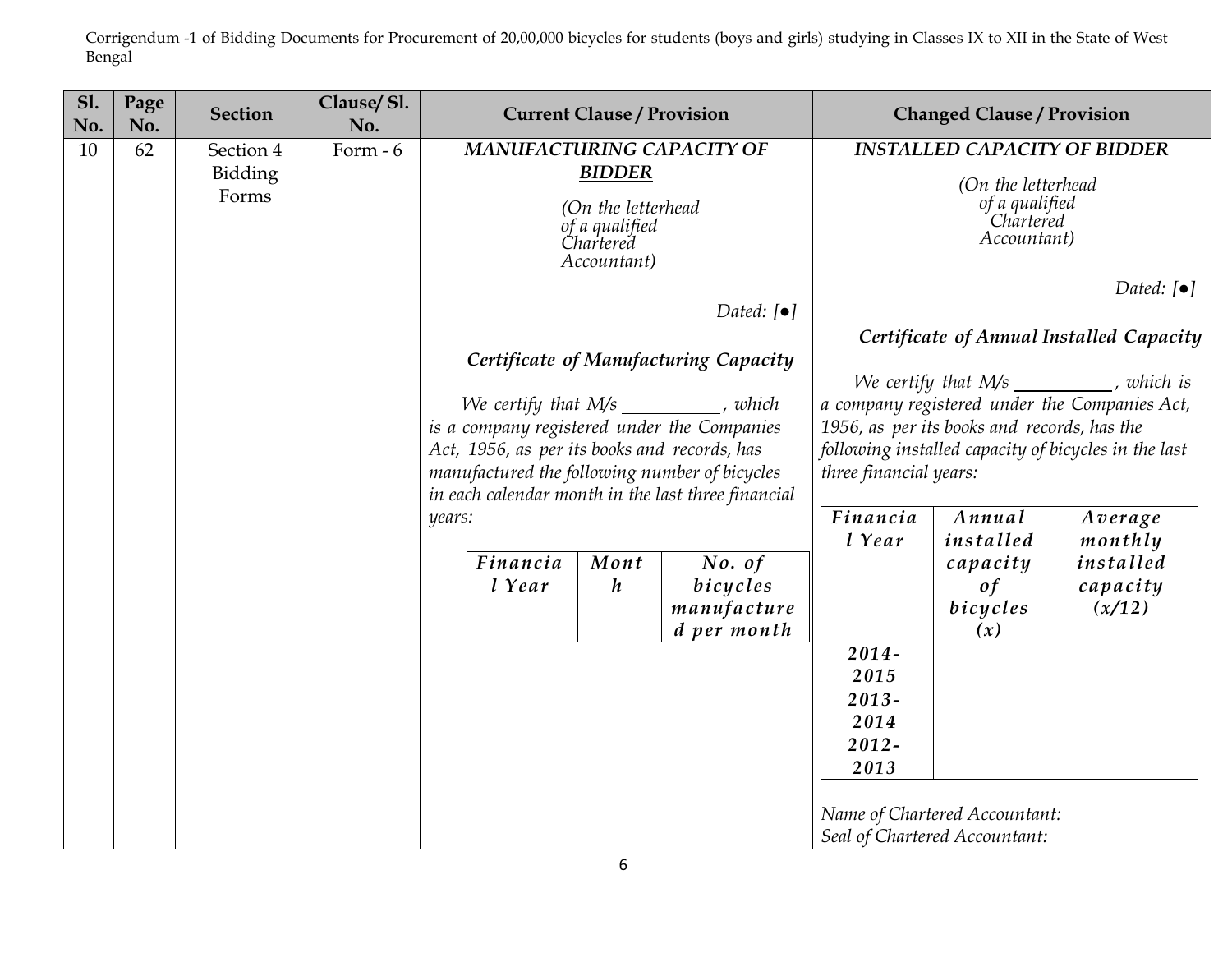Corrigendum -1 of Bidding Documents for Procurement of 20,00,000 bicycles for students (boys and girls) studying in Classes IX to XII in the State of West Bengal

| Sl. No. | Page No. | Section | Clause/ Sl. No. | Current Clause / Provision | Changed Clause / Provision |
|---|---|---|---|---|---|
| 10 | 62 | Section 4 Bidding Forms | Form - 6 | ***MANUFACTURING CAPACITY OF BIDDER***<br><br>*(On the letterhead of a qualified Chartered Accountant)*<br><br>*Dated: [●]*<br><br>***Certificate of Manufacturing Capacity***<br><br>*We certify that M/s \_\_\_\_\_\_\_\_\_\_, which is a company registered under the Companies Act, 1956, as per its books and records, has manufactured the following number of bicycles in each calendar month in the last three financial years:*<br><br>*Financial Year* \| *Month* \| *No. of bicycles manufactured per month* | ***INSTALLED CAPACITY OF BIDDER***<br><br>*(On the letterhead of a qualified Chartered Accountant)*<br><br>*Dated: [●]*<br><br>***Certificate of Annual Installed Capacity***<br><br>*We certify that M/s \_\_\_\_\_\_\_\_\_\_, which is a company registered under the Companies Act, 1956, as per its books and records, has the following installed capacity of bicycles in the last three financial years:*<br><br>*Financial Year* \| *Annual installed capacity of bicycles (x)* \| *Average monthly installed capacity (x/12)*<br>*2014-2015* \| \|<br>*2013-2014* \| \|<br>*2012-2013* \| \|<br><br>*Name of Chartered Accountant:*<br>*Seal of Chartered Accountant:* |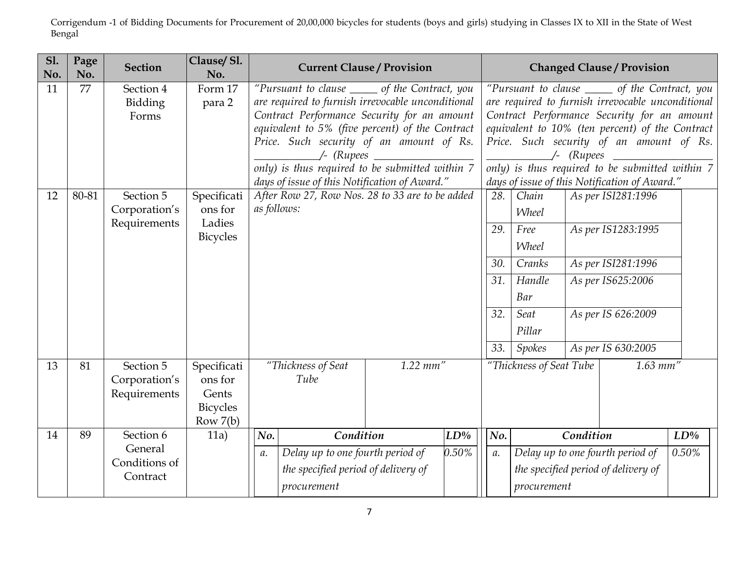Corrigendum -1 of Bidding Documents for Procurement of 20,00,000 bicycles for students (boys and girls) studying in Classes IX to XII in the State of West Bengal

| Sl. No. | Page No. | Section | Clause/ Sl. No. | Current Clause / Provision | Changed Clause / Provision |
|---|---|---|---|---|---|
| 11 | 77 | Section 4 Bidding Forms | Form 17 para 2 | *"Pursuant to clause _____ of the Contract, you are required to furnish irrevocable unconditional Contract Performance Security for an amount equivalent to 5% (five percent) of the Contract Price. Such security of an amount of Rs. ___________/- (Rupees __________________ only) is thus required to be submitted within 7 days of issue of this Notification of Award."* | *"Pursuant to clause _____ of the Contract, you are required to furnish irrevocable unconditional Contract Performance Security for an amount equivalent to 10% (ten percent) of the Contract Price. Such security of an amount of Rs. ___________/- (Rupees __________________ only) is thus required to be submitted within 7 days of issue of this Notification of Award."* |
| 12 | 80-81 | Section 5 Corporation's Requirements | Specifications for Ladies Bicycles | *After Row 27, Row Nos. 28 to 33 are to be added as follows:* | *28. Chain Wheel — As per ISI281:1996*<br>*29. Free Wheel — As per IS1283:1995*<br>*30. Cranks — As per ISI281:1996*<br>*31. Handle Bar — As per IS625:2006*<br>*32. Seat Pillar — As per IS 626:2009*<br>*33. Spokes — As per IS 630:2005* |
| 13 | 81 | Section 5 Corporation's Requirements | Specifications for Gents Bicycles Row 7(b) | *"Thickness of Seat Tube — 1.22 mm"* | *"Thickness of Seat Tube — 1.63 mm"* |
| 14 | 89 | Section 6 General Conditions of Contract | 11a) | *No. / Condition / LD%*<br>*a. Delay up to one fourth period of the specified period of delivery of procurement — 0.50%* | *No. / Condition / LD%*<br>*a. Delay up to one fourth period of the specified period of delivery of procurement — 0.50%* |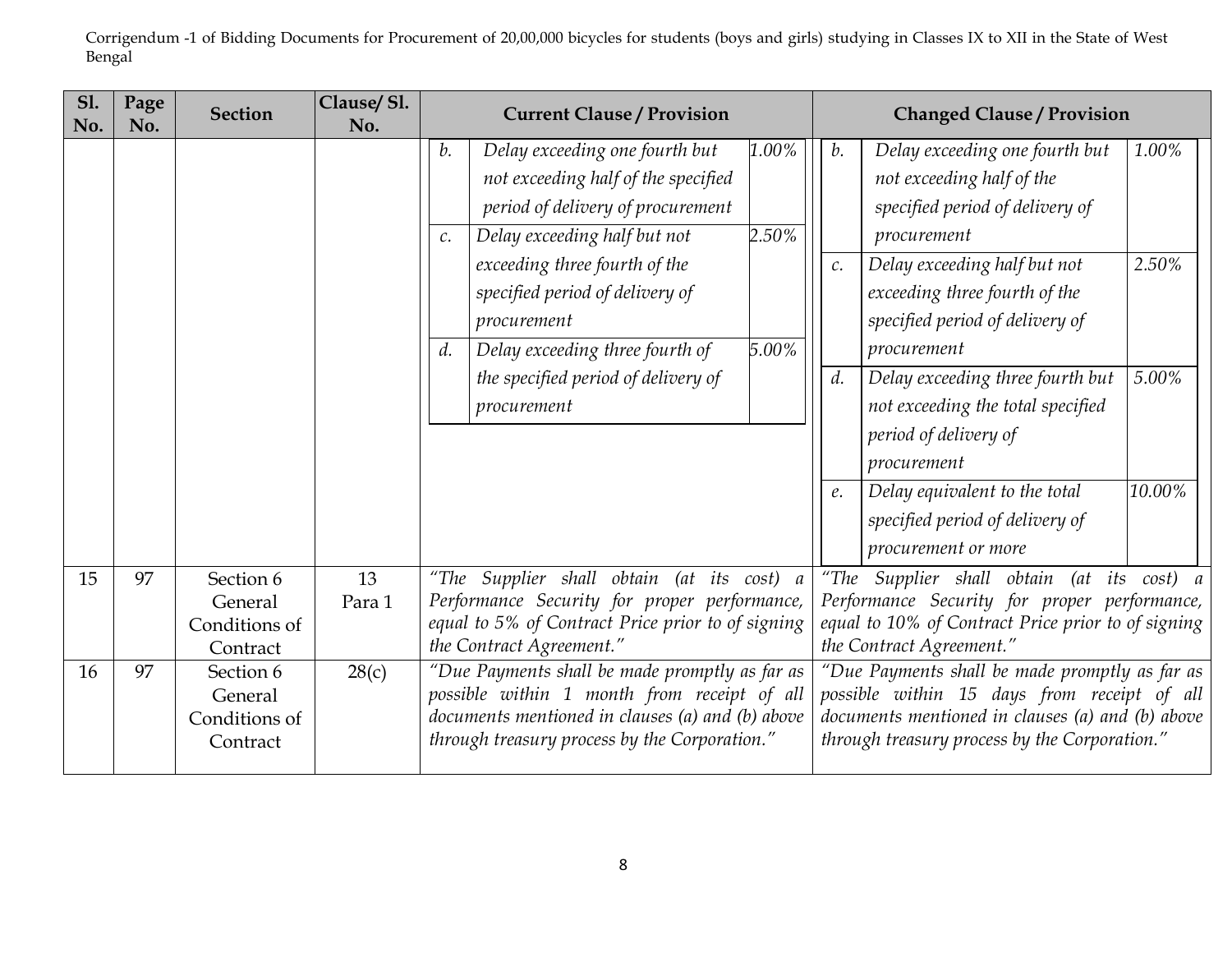Corrigendum -1 of Bidding Documents for Procurement of 20,00,000 bicycles for students (boys and girls) studying in Classes IX to XII in the State of West Bengal

| Sl. No. | Page No. | Section | Clause/ Sl. No. | Current Clause / Provision | Changed Clause / Provision |
|---|---|---|---|---|---|
| | | | | *b. Delay exceeding one fourth but not exceeding half of the specified period of delivery of procurement — 1.00%*<br>*c. Delay exceeding half but not exceeding three fourth of the specified period of delivery of procurement — 2.50%*<br>*d. Delay exceeding three fourth of the specified period of delivery of procurement — 5.00%* | *b. Delay exceeding one fourth but not exceeding half of the specified period of delivery of procurement — 1.00%*<br>*c. Delay exceeding half but not exceeding three fourth of the specified period of delivery of procurement — 2.50%*<br>*d. Delay exceeding three fourth but not exceeding the total specified period of delivery of procurement — 5.00%*<br>*e. Delay equivalent to the total specified period of delivery of procurement or more — 10.00%* |
| 15 | 97 | Section 6 General Conditions of Contract | 13 Para 1 | *"The Supplier shall obtain (at its cost) a Performance Security for proper performance, equal to 5% of Contract Price prior to of signing the Contract Agreement."* | *"The Supplier shall obtain (at its cost) a Performance Security for proper performance, equal to 10% of Contract Price prior to of signing the Contract Agreement."* |
| 16 | 97 | Section 6 General Conditions of Contract | 28(c) | *"Due Payments shall be made promptly as far as possible within 1 month from receipt of all documents mentioned in clauses (a) and (b) above through treasury process by the Corporation."* | *"Due Payments shall be made promptly as far as possible within 15 days from receipt of all documents mentioned in clauses (a) and (b) above through treasury process by the Corporation."* |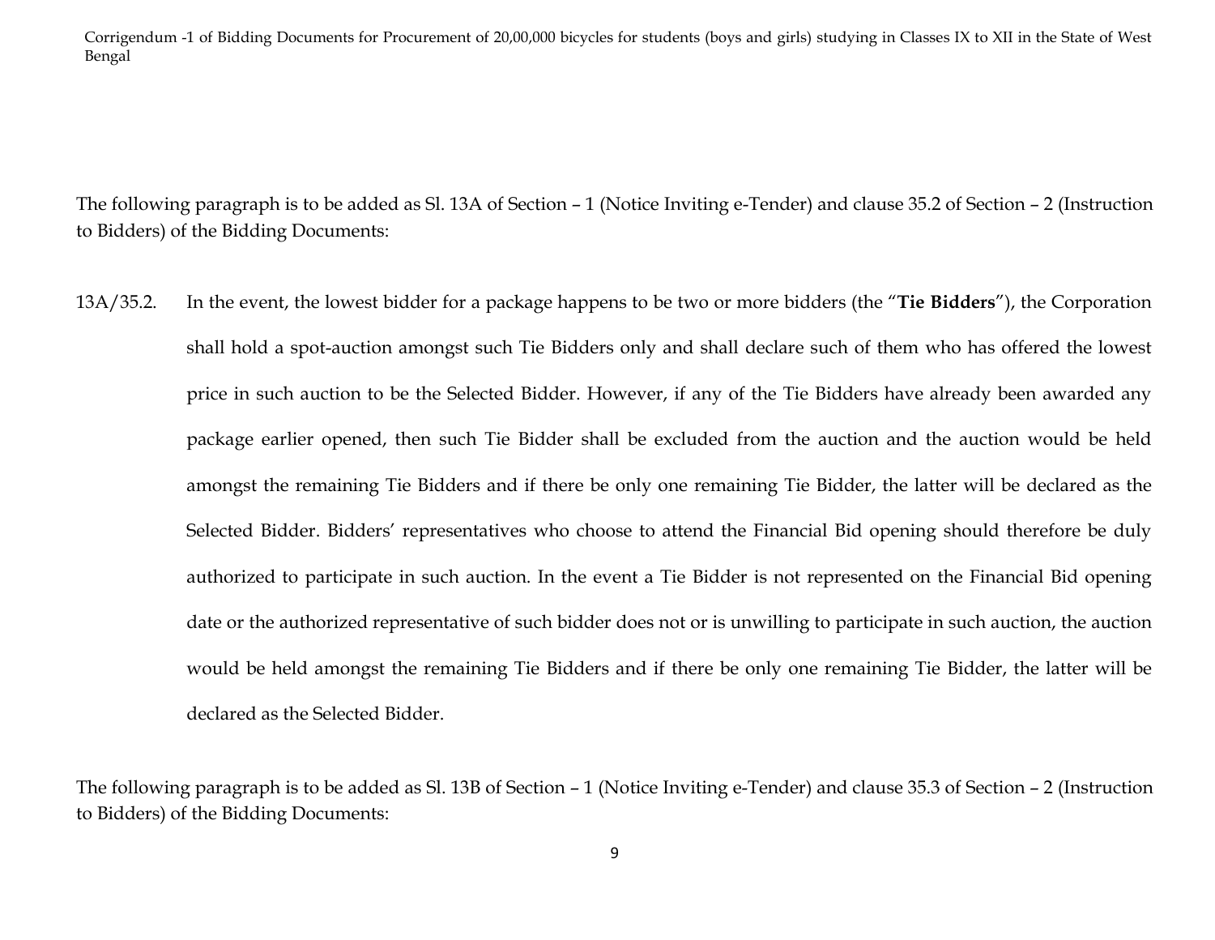The following paragraph is to be added as Sl. 13A of Section – 1 (Notice Inviting e-Tender) and clause 35.2 of Section – 2 (Instruction to Bidders) of the Bidding Documents:

13A/35.2. In the event, the lowest bidder for a package happens to be two or more bidders (the "**Tie Bidders**"), the Corporation shall hold a spot-auction amongst such Tie Bidders only and shall declare such of them who has offered the lowest price in such auction to be the Selected Bidder. However, if any of the Tie Bidders have already been awarded any package earlier opened, then such Tie Bidder shall be excluded from the auction and the auction would be held amongst the remaining Tie Bidders and if there be only one remaining Tie Bidder, the latter will be declared as the Selected Bidder. Bidders' representatives who choose to attend the Financial Bid opening should therefore be duly authorized to participate in such auction. In the event a Tie Bidder is not represented on the Financial Bid opening date or the authorized representative of such bidder does not or is unwilling to participate in such auction, the auction would be held amongst the remaining Tie Bidders and if there be only one remaining Tie Bidder, the latter will be declared as the Selected Bidder.

The following paragraph is to be added as Sl. 13B of Section – 1 (Notice Inviting e-Tender) and clause 35.3 of Section – 2 (Instruction to Bidders) of the Bidding Documents: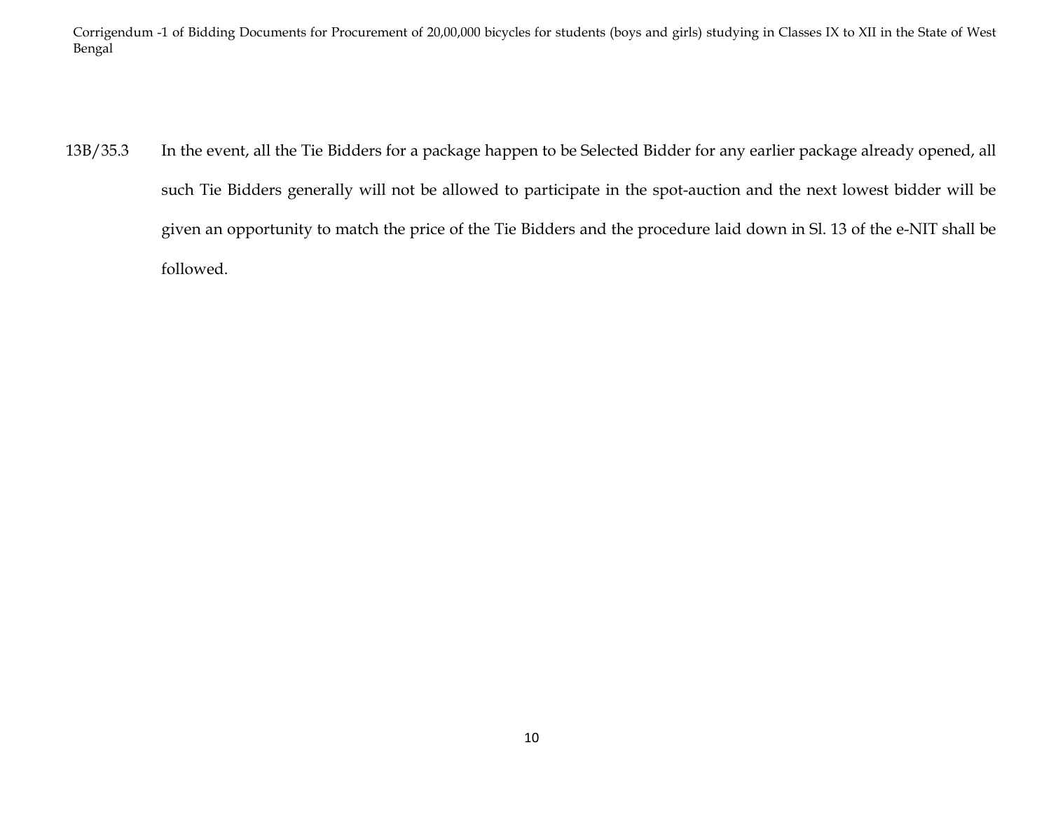13B/35.3 In the event, all the Tie Bidders for a package happen to be Selected Bidder for any earlier package already opened, all such Tie Bidders generally will not be allowed to participate in the spot-auction and the next lowest bidder will be given an opportunity to match the price of the Tie Bidders and the procedure laid down in Sl. 13 of the e-NIT shall be followed.